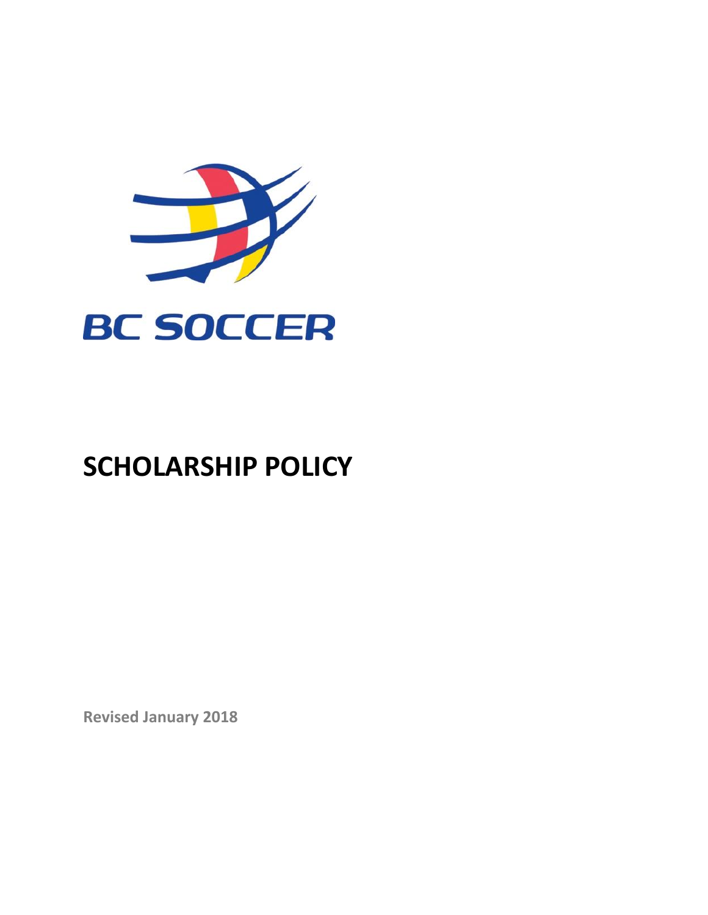BC SOCCER

# SCHOLARSHIP POLICY

**Revised January 2018**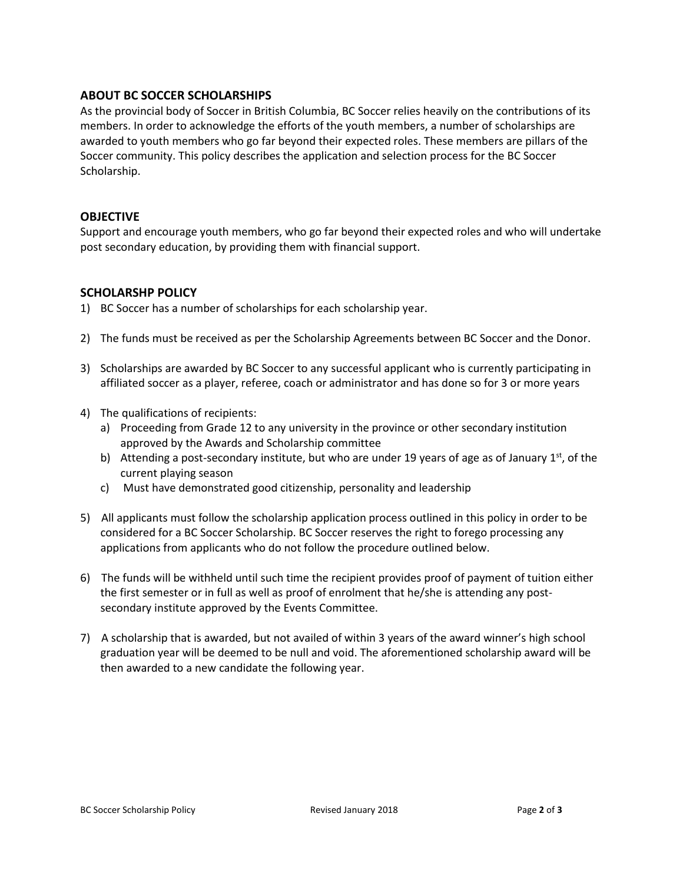## ABOUT BC SOCCER SCHOLARSHIPS

As the provincial body of Soccer in British Columbia, BC Soccer relies heavily on the contributions of its members. In order to acknowledge the efforts of the youth members, a number of scholarships are awarded to youth members who go far beyond their expected roles. These members are pillars of the Soccer community. This policy describes the application and selection process for the BC Soccer Scholarship.

## OBJECTIVE

Support and encourage youth members, who go far beyond their expected roles and who will undertake post secondary education, by providing them with financial support.

## SCHOLARSHP POLICY

1) BC Soccer has a number of scholarships for each scholarship year.

2) The funds must be received as per the Scholarship Agreements between BC Soccer and the Donor.

3) Scholarships are awarded by BC Soccer to any successful applicant who is currently participating in affiliated soccer as a player, referee, coach or administrator and has done so for 3 or more years

4) The qualifications of recipients:
   a) Proceeding from Grade 12 to any university in the province or other secondary institution approved by the Awards and Scholarship committee
   b) Attending a post-secondary institute, but who are under 19 years of age as of January 1st, of the current playing season
   c) Must have demonstrated good citizenship, personality and leadership

5) All applicants must follow the scholarship application process outlined in this policy in order to be considered for a BC Soccer Scholarship. BC Soccer reserves the right to forego processing any applications from applicants who do not follow the procedure outlined below.

6) The funds will be withheld until such time the recipient provides proof of payment of tuition either the first semester or in full as well as proof of enrolment that he/she is attending any post-secondary institute approved by the Events Committee.

7) A scholarship that is awarded, but not availed of within 3 years of the award winner's high school graduation year will be deemed to be null and void. The aforementioned scholarship award will be then awarded to a new candidate the following year.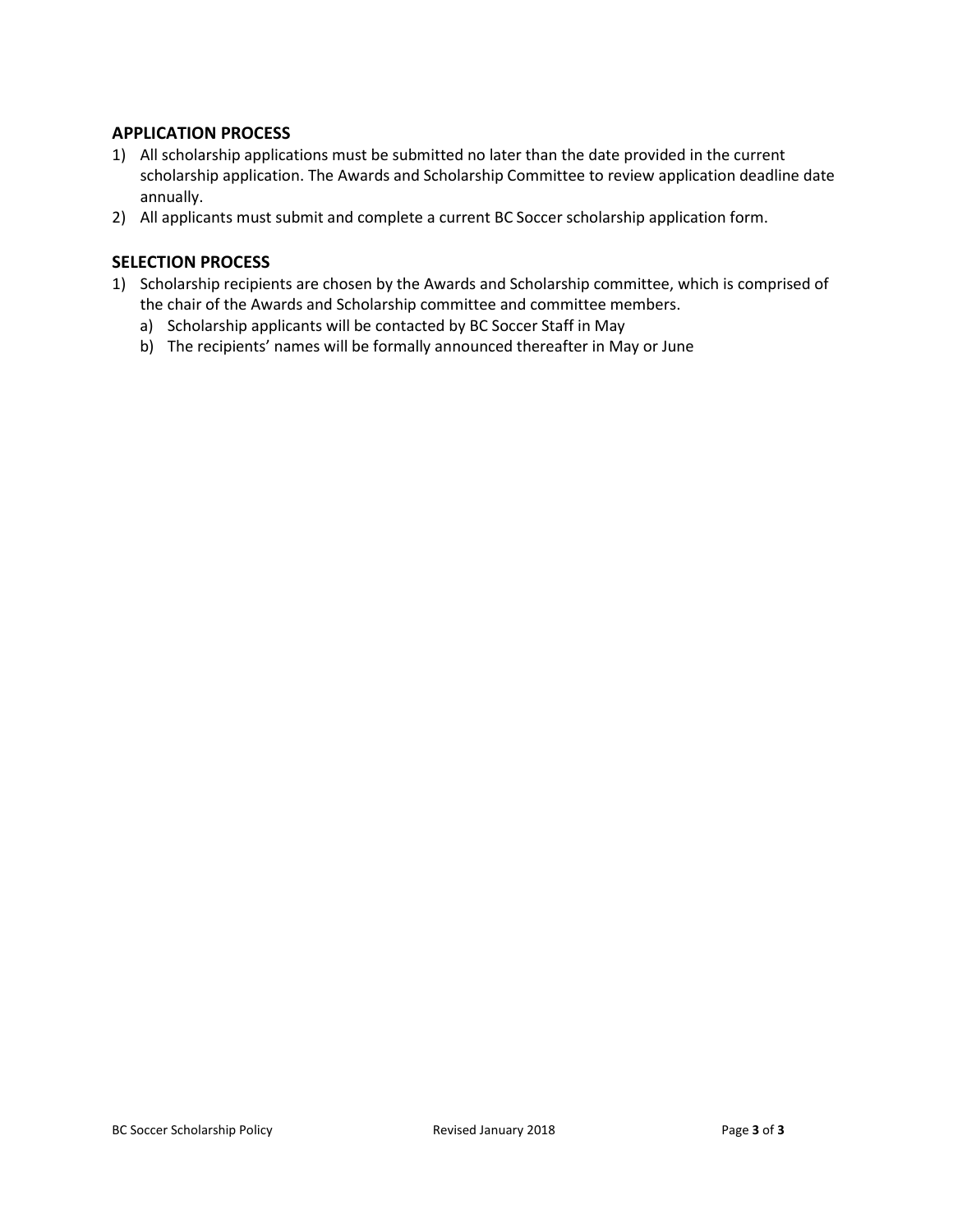## APPLICATION PROCESS

1) All scholarship applications must be submitted no later than the date provided in the current scholarship application. The Awards and Scholarship Committee to review application deadline date annually.
2) All applicants must submit and complete a current BC Soccer scholarship application form.

## SELECTION PROCESS

1) Scholarship recipients are chosen by the Awards and Scholarship committee, which is comprised of the chair of the Awards and Scholarship committee and committee members.
   a) Scholarship applicants will be contacted by BC Soccer Staff in May
   b) The recipients' names will be formally announced thereafter in May or June